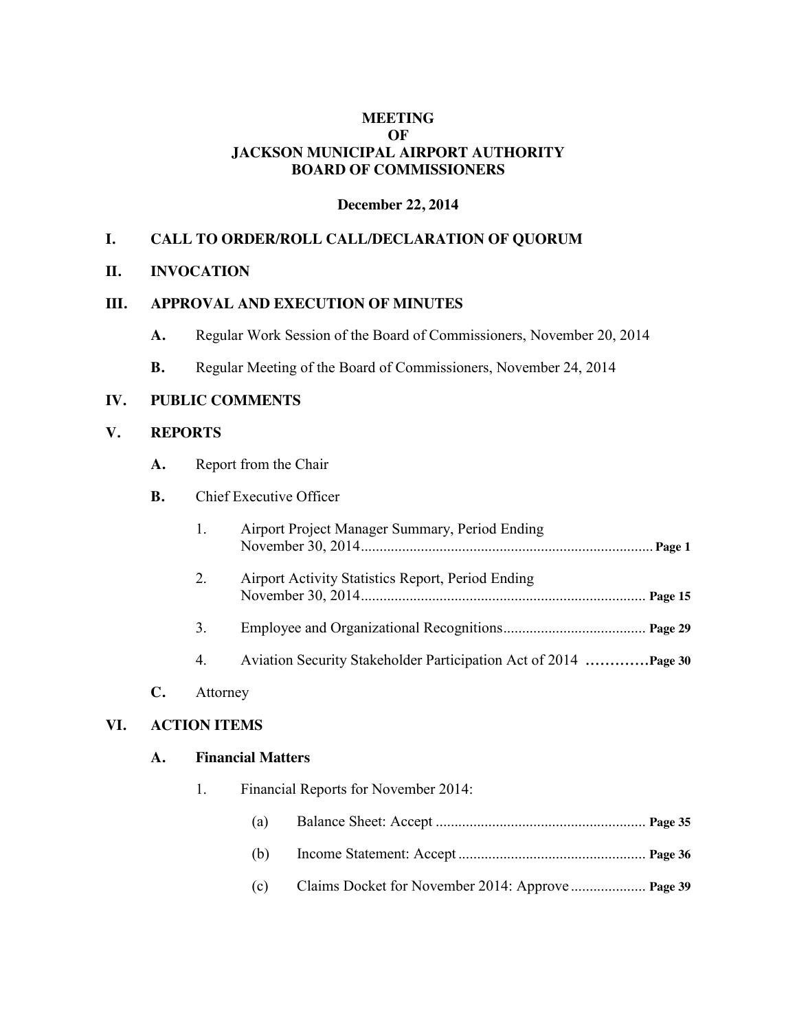# MEETING
# OF
# JACKSON MUNICIPAL AIRPORT AUTHORITY
# BOARD OF COMMISSIONERS

**December 22, 2014**

## I. CALL TO ORDER/ROLL CALL/DECLARATION OF QUORUM

## II. INVOCATION

## III. APPROVAL AND EXECUTION OF MINUTES

**A.** Regular Work Session of the Board of Commissioners, November 20, 2014

**B.** Regular Meeting of the Board of Commissioners, November 24, 2014

## IV. PUBLIC COMMENTS

## V. REPORTS

**A.** Report from the Chair

**B.** Chief Executive Officer

1. Airport Project Manager Summary, Period Ending November 30, 2014.......... **Page 1**

2. Airport Activity Statistics Report, Period Ending November 30, 2014.......... **Page 15**

3. Employee and Organizational Recognitions.......... **Page 29**

4. Aviation Security Stakeholder Participation Act of 2014 .......... **Page 30**

**C.** Attorney

## VI. ACTION ITEMS

### A. Financial Matters

1. Financial Reports for November 2014:

   (a) Balance Sheet: Accept.......... **Page 35**

   (b) Income Statement: Accept.......... **Page 36**

   (c) Claims Docket for November 2014: Approve.......... **Page 39**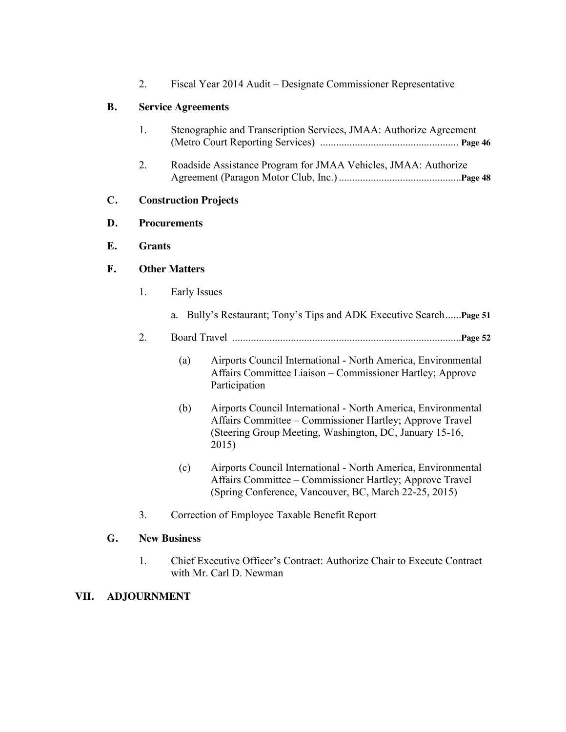2. Fiscal Year 2014 Audit – Designate Commissioner Representative

**B. Service Agreements**

1. Stenographic and Transcription Services, JMAA: Authorize Agreement (Metro Court Reporting Services) ..................................................... **Page 46**

2. Roadside Assistance Program for JMAA Vehicles, JMAA: Authorize Agreement (Paragon Motor Club, Inc.) .............................................**Page 48**

**C. Construction Projects**

**D. Procurements**

**E. Grants**

**F. Other Matters**

1. Early Issues

   a. Bully's Restaurant; Tony's Tips and ADK Executive Search......**Page 51**

2. Board Travel .....................................................................................**Page 52**

   (a) Airports Council International - North America, Environmental Affairs Committee Liaison – Commissioner Hartley; Approve Participation

   (b) Airports Council International - North America, Environmental Affairs Committee – Commissioner Hartley; Approve Travel (Steering Group Meeting, Washington, DC, January 15-16, 2015)

   (c) Airports Council International - North America, Environmental Affairs Committee – Commissioner Hartley; Approve Travel (Spring Conference, Vancouver, BC, March 22-25, 2015)

3. Correction of Employee Taxable Benefit Report

**G. New Business**

1. Chief Executive Officer's Contract: Authorize Chair to Execute Contract with Mr. Carl D. Newman

**VII. ADJOURNMENT**